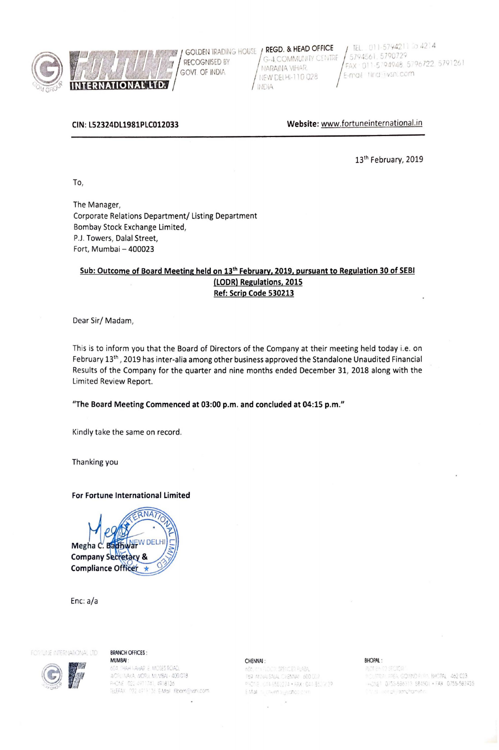FORTUNE INTERNATIONAL LTD.

GOLDEN TRADING HOUSE RECOGNISED BY GOVT. OF INDIA

REGD. & HEAD OFFICE: G-4 COMMUNITY CENTRE, NARAINA VIHAR, NEW DELHI-110 028, INDIA

TEL: 011-5794211 to 4214, 5794561, 5790729
FAX: 011-5794948, 5796722, 5791261
E-mail: find@vsnl.com

**CIN: L52324DL1981PLC012033** **Website:** www.fortuneinternational.in

13th February, 2019

To,

The Manager,
Corporate Relations Department/ Listing Department
Bombay Stock Exchange Limited,
P.J. Towers, Dalal Street,
Fort, Mumbai – 400023

**Sub: Outcome of Board Meeting held on 13th February, 2019, pursuant to Regulation 30 of SEBI (LODR) Regulations, 2015**
**Ref: Scrip Code 530213**

Dear Sir/ Madam,

This is to inform you that the Board of Directors of the Company at their meeting held today i.e. on February 13th, 2019 has inter-alia among other business approved the Standalone Unaudited Financial Results of the Company for the quarter and nine months ended December 31, 2018 along with the Limited Review Report.

**"The Board Meeting Commenced at 03:00 p.m. and concluded at 04:15 p.m."**

Kindly take the same on record.

Thanking you

**For Fortune International Limited**

**Megha C. Badhwar**
**Company Secretary &**
**Compliance Officer**

Enc: a/a

FORTUNE INTERNATIONAL LTD

BRANCH OFFICES:

MUMBAI: 604, SHAH NAHAR, E. MOSES ROAD, WORLI NAKA, WORLI, MUMBAI - 400 018

CHENNAI: 769, ANNA SALAI, CHENNAI - 600 002

BHOPAL: GOVIND PURA, BHOPAL - 462 023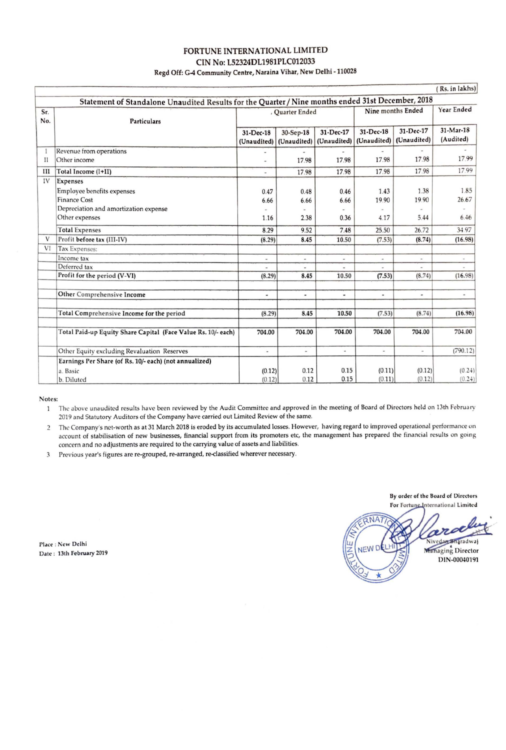# FORTUNE INTERNATIONAL LIMITED

**CIN No: L52324DL1981PLC012033**

**Regd Off: G-4 Community Centre, Naraina Vihar, New Delhi - 110028**

( Rs. in lakhs)

**Statement of Standalone Unaudited Results for the Quarter / Nine months ended 31st December, 2018**

| Sr. No. | Particulars | Quarter Ended | | | Nine months Ended | | Year Ended |
|---|---|---|---|---|---|---|---|
| | | 31-Dec-18 (Unaudited) | 30-Sep-18 (Unaudited) | 31-Dec-17 (Unaudited) | 31-Dec-18 (Unaudited) | 31-Dec-17 (Unaudited) | 31-Mar-18 (Audited) |
| I | Revenue from operations | - | - | - | - | - | - |
| II | Other income | - | 17.98 | 17.98 | 17.98 | 17.98 | 17.99 |
| III | **Total Income (I+II)** | - | 17.98 | 17.98 | 17.98 | 17.98 | 17.99 |
| IV | **Expenses** | | | | | | |
| | Employee benefits expenses | 0.47 | 0.48 | 0.46 | 1.43 | 1.38 | 1.85 |
| | Finance Cost | 6.66 | 6.66 | 6.66 | 19.90 | 19.90 | 26.67 |
| | Depreciation and amortization expense | - | - | - | - | - | - |
| | Other expenses | 1.16 | 2.38 | 0.36 | 4.17 | 5.44 | 6.46 |
| | **Total Expenses** | 8.29 | 9.52 | 7.48 | 25.50 | 26.72 | 34.97 |
| V | **Profit before tax (III-IV)** | (8.29) | 8.45 | 10.50 | (7.53) | (8.74) | (16.98) |
| VI | Tax Expenses: | | | | | | |
| | Income tax | - | - | - | - | - | - |
| | Deferred tax | - | - | - | - | - | - |
| | **Profit for the period (V-VI)** | (8.29) | 8.45 | 10.50 | (7.53) | (8.74) | (16.98) |
| | **Other Comprehensive Income** | - | - | - | - | - | - |
| | **Total Comprehensive Income for the period** | (8.29) | 8.45 | 10.50 | (7.53) | (8.74) | (16.98) |
| | **Total Paid-up Equity Share Capital (Face Value Rs. 10/- each)** | 704.00 | 704.00 | 704.00 | 704.00 | 704.00 | 704.00 |
| | Other Equity excluding Revaluation Reserves | - | - | - | - | - | (790.12) |
| | **Earnings Per Share (of Rs. 10/- each) (not annualized)** | | | | | | |
| | a. Basic | (0.12) | 0.12 | 0.15 | (0.11) | (0.12) | (0.24) |
| | b. Diluted | (0.12) | 0.12 | 0.15 | (0.11) | (0.12) | (0.24) |

**Notes:**

1. The above unaudited results have been reviewed by the Audit Committee and approved in the meeting of Board of Directors held on 13th February 2019 and Statutory Auditors of the Company have carried out Limited Review of the same.
2. The Company's net-worth as at 31 March 2018 is eroded by its accumulated losses. However, having regard to improved operational performance on account of stabilisation of new businesses, financial support from its promoters etc, the management has prepared the financial results on going concern and no adjustments are required to the carrying value of assets and liabilities.
3. Previous year's figures are re-grouped, re-arranged, re-classified wherever necessary.

By order of the Board of Directors
For Fortune International Limited

Nivedan Bharadwaj
Managing Director
DIN-00040191

Place : New Delhi
Date : 13th February 2019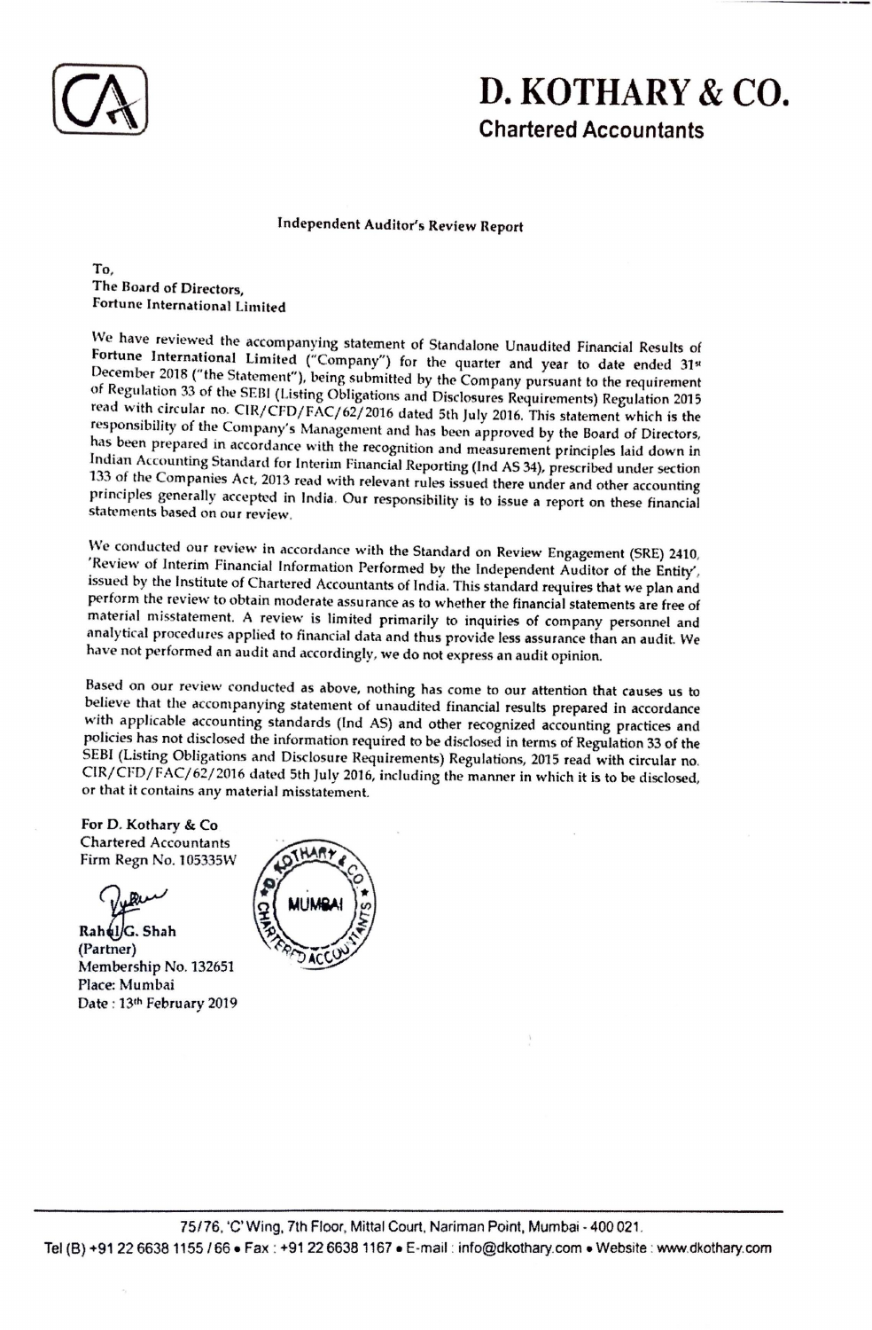# D. KOTHARY & CO.

**Chartered Accountants**

**Independent Auditor's Review Report**

To,
The Board of Directors,
Fortune International Limited

We have reviewed the accompanying statement of Standalone Unaudited Financial Results of Fortune International Limited ("Company") for the quarter and year to date ended 31st December 2018 ("the Statement"), being submitted by the Company pursuant to the requirement of Regulation 33 of the SEBI (Listing Obligations and Disclosures Requirements) Regulation 2015 read with circular no. CIR/CFD/FAC/62/2016 dated 5th July 2016. This statement which is the responsibility of the Company's Management and has been approved by the Board of Directors, has been prepared in accordance with the recognition and measurement principles laid down in Indian Accounting Standard for Interim Financial Reporting (Ind AS 34), prescribed under section 133 of the Companies Act, 2013 read with relevant rules issued there under and other accounting principles generally accepted in India. Our responsibility is to issue a report on these financial statements based on our review.

We conducted our review in accordance with the Standard on Review Engagement (SRE) 2410, 'Review of Interim Financial Information Performed by the Independent Auditor of the Entity', issued by the Institute of Chartered Accountants of India. This standard requires that we plan and perform the review to obtain moderate assurance as to whether the financial statements are free of material misstatement. A review is limited primarily to inquiries of company personnel and analytical procedures applied to financial data and thus provide less assurance than an audit. We have not performed an audit and accordingly, we do not express an audit opinion.

Based on our review conducted as above, nothing has come to our attention that causes us to believe that the accompanying statement of unaudited financial results prepared in accordance with applicable accounting standards (Ind AS) and other recognized accounting practices and policies has not disclosed the information required to be disclosed in terms of Regulation 33 of the SEBI (Listing Obligations and Disclosure Requirements) Regulations, 2015 read with circular no. CIR/CFD/FAC/62/2016 dated 5th July 2016, including the manner in which it is to be disclosed, or that it contains any material misstatement.

For D. Kothary & Co
Chartered Accountants
Firm Regn No. 105335W

Rahul G. Shah
(Partner)
Membership No. 132651
Place: Mumbai
Date : 13th February 2019

75/76, 'C' Wing, 7th Floor, Mittal Court, Nariman Point, Mumbai - 400 021.
Tel (B) +91 22 6638 1155 / 66 • Fax : +91 22 6638 1167 • E-mail : info@dkothary.com • Website : www.dkothary.com